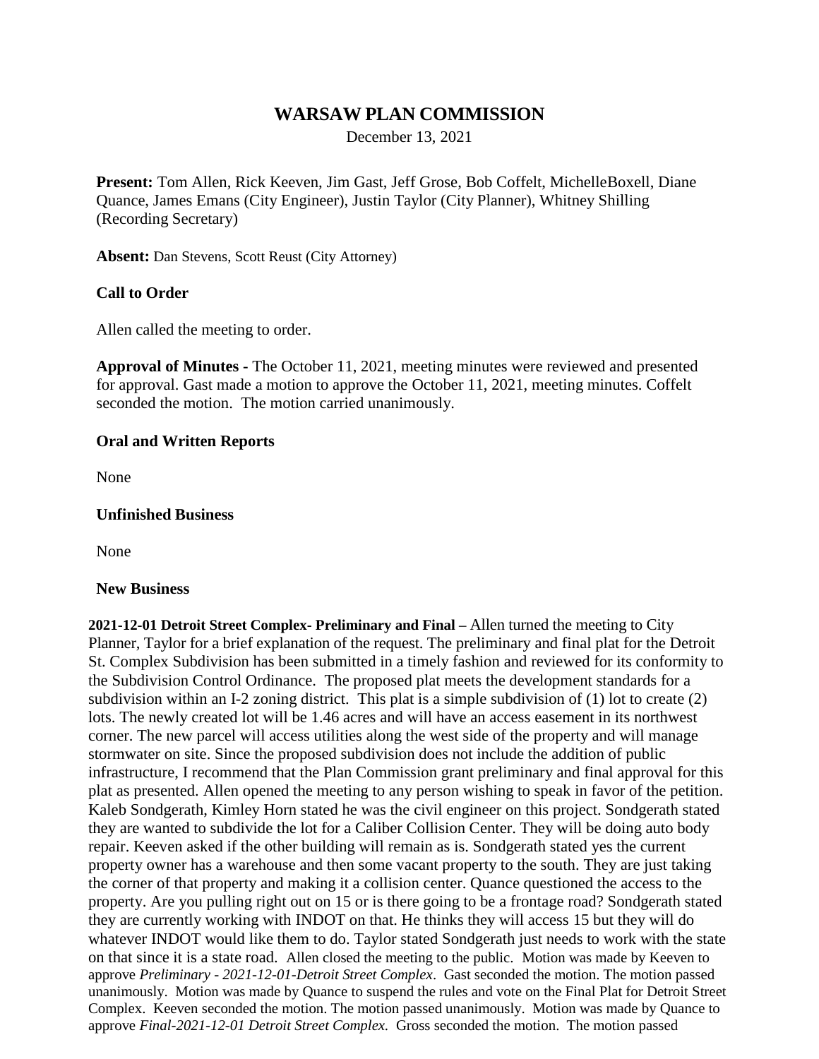# WARSAW PLAN COMMISSION

December 13, 2021

**Present:** Tom Allen, Rick Keeven, Jim Gast, Jeff Grose, Bob Coffelt, MichelleBoxell, Diane Quance, James Emans (City Engineer), Justin Taylor (City Planner), Whitney Shilling (Recording Secretary)

**Absent:** Dan Stevens, Scott Reust (City Attorney)

**Call to Order**

Allen called the meeting to order.

**Approval of Minutes -** The October 11, 2021, meeting minutes were reviewed and presented for approval. Gast made a motion to approve the October 11, 2021, meeting minutes. Coffelt seconded the motion. The motion carried unanimously.

**Oral and Written Reports**

None

**Unfinished Business**

None

**New Business**

**2021-12-01 Detroit Street Complex- Preliminary and Final** – Allen turned the meeting to City Planner, Taylor for a brief explanation of the request. The preliminary and final plat for the Detroit St. Complex Subdivision has been submitted in a timely fashion and reviewed for its conformity to the Subdivision Control Ordinance. The proposed plat meets the development standards for a subdivision within an I-2 zoning district. This plat is a simple subdivision of (1) lot to create (2) lots. The newly created lot will be 1.46 acres and will have an access easement in its northwest corner. The new parcel will access utilities along the west side of the property and will manage stormwater on site. Since the proposed subdivision does not include the addition of public infrastructure, I recommend that the Plan Commission grant preliminary and final approval for this plat as presented. Allen opened the meeting to any person wishing to speak in favor of the petition. Kaleb Sondgerath, Kimley Horn stated he was the civil engineer on this project. Sondgerath stated they are wanted to subdivide the lot for a Caliber Collision Center. They will be doing auto body repair. Keeven asked if the other building will remain as is. Sondgerath stated yes the current property owner has a warehouse and then some vacant property to the south. They are just taking the corner of that property and making it a collision center. Quance questioned the access to the property. Are you pulling right out on 15 or is there going to be a frontage road? Sondgerath stated they are currently working with INDOT on that. He thinks they will access 15 but they will do whatever INDOT would like them to do. Taylor stated Sondgerath just needs to work with the state on that since it is a state road. Allen closed the meeting to the public. Motion was made by Keeven to approve *Preliminary - 2021-12-01-Detroit Street Complex*. Gast seconded the motion. The motion passed unanimously. Motion was made by Quance to suspend the rules and vote on the Final Plat for Detroit Street Complex. Keeven seconded the motion. The motion passed unanimously. Motion was made by Quance to approve *Final-2021-12-01 Detroit Street Complex*. Gross seconded the motion. The motion passed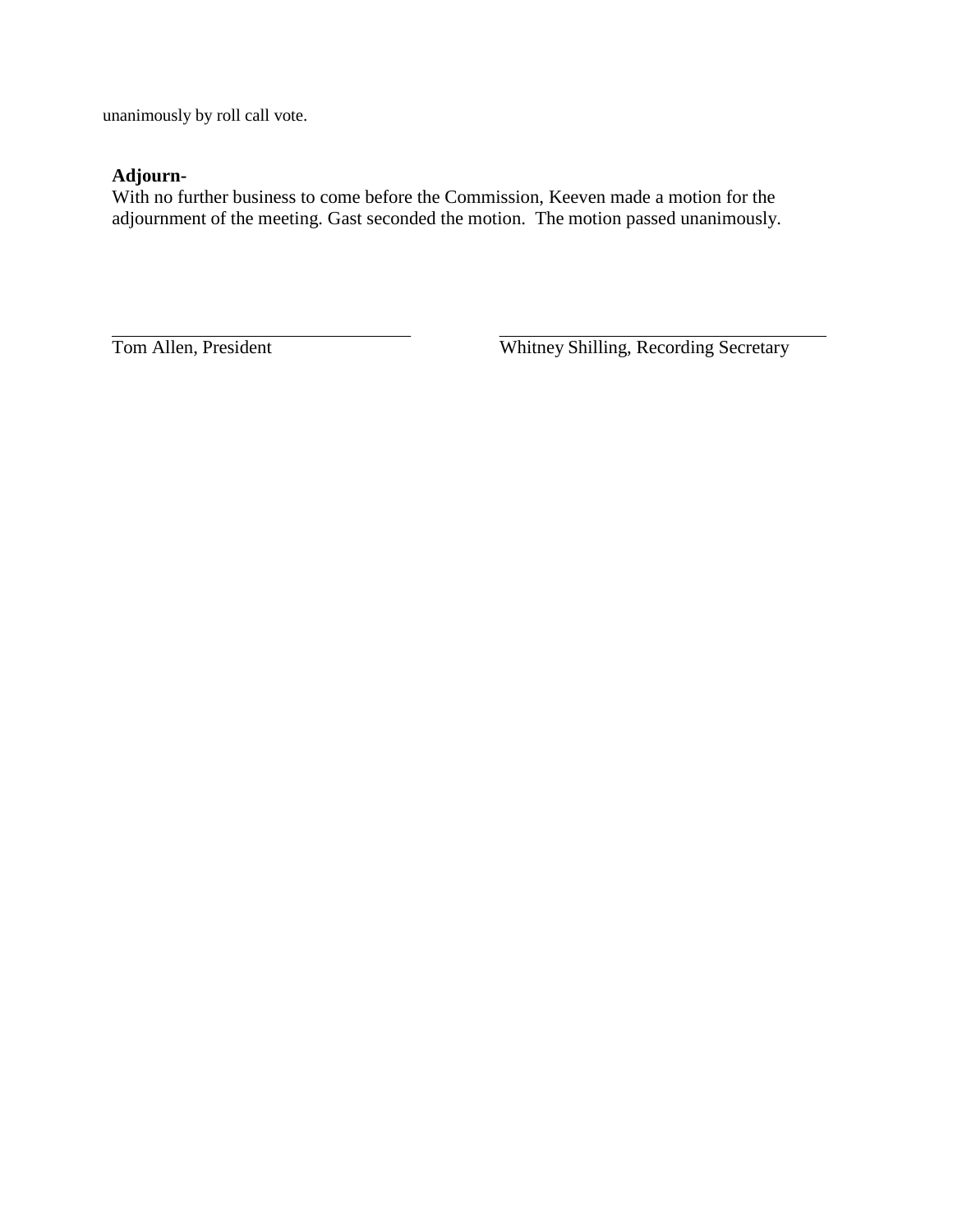unanimously by roll call vote.

**Adjourn-**

With no further business to come before the Commission, Keeven made a motion for the adjournment of the meeting. Gast seconded the motion. The motion passed unanimously.

\_\_\_\_\_\_\_\_\_\_\_\_\_\_\_\_\_\_\_\_\_\_\_\_\_\_\_\_\_\_\_\_\_\_\_\_
Tom Allen, President

\_\_\_\_\_\_\_\_\_\_\_\_\_\_\_\_\_\_\_\_\_\_\_\_\_\_\_\_\_\_\_\_\_\_\_\_
Whitney Shilling, Recording Secretary